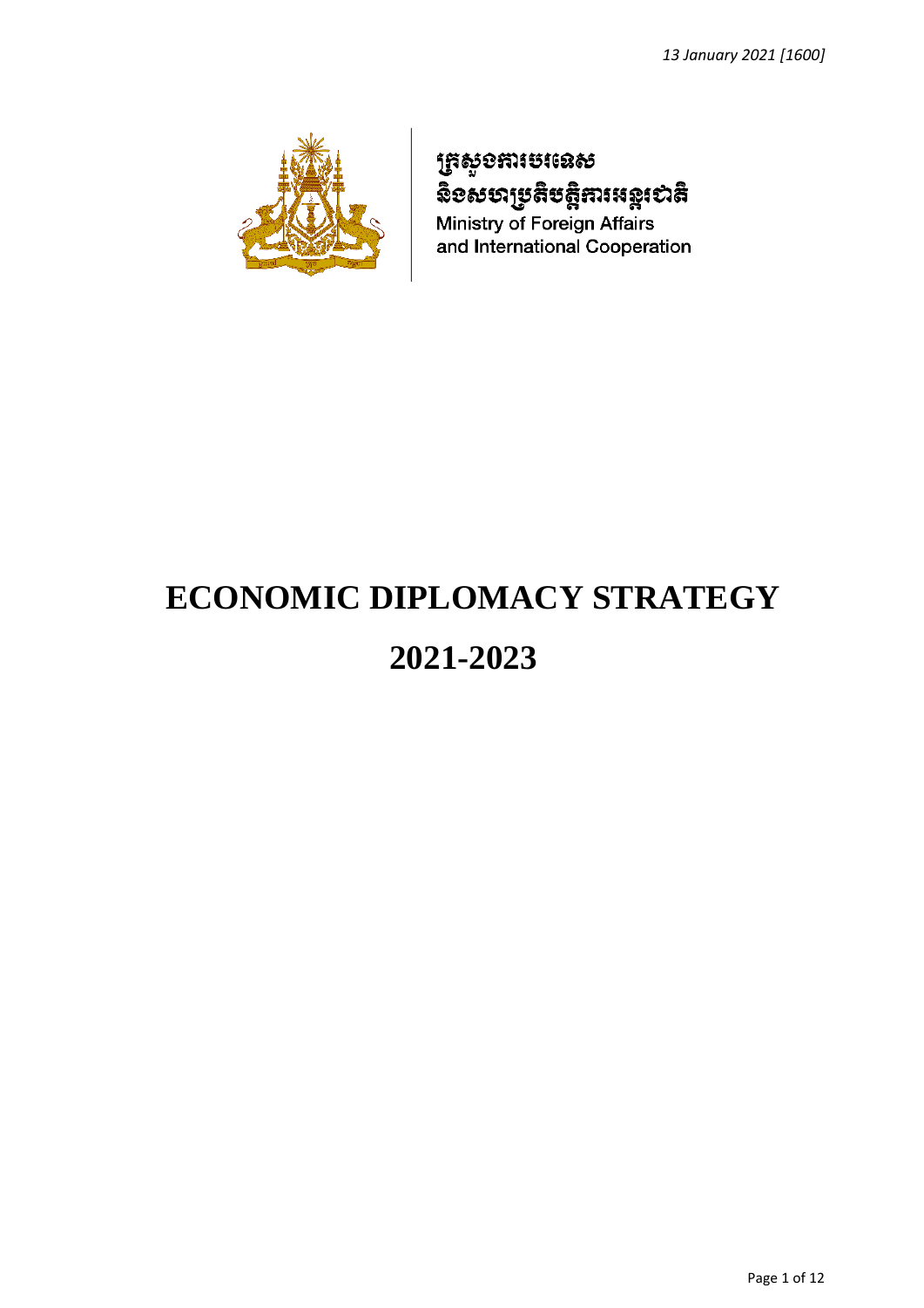*13 January 2021 [1600]*

ក្រសួងការបរទេស
និងសហប្រតិបត្តិការអន្តរជាតិ

Ministry of Foreign Affairs
and International Cooperation

# ECONOMIC DIPLOMACY STRATEGY

# 2021-2023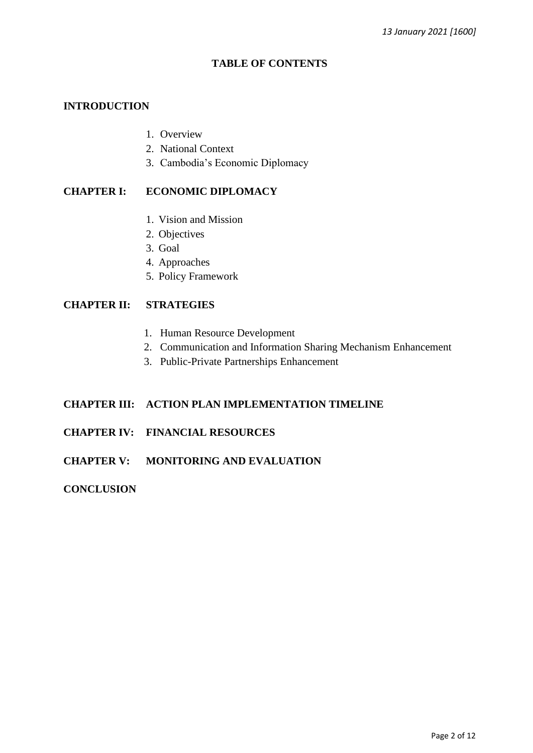*13 January 2021 [1600]*

# TABLE OF CONTENTS

**INTRODUCTION**

1. Overview
2. National Context
3. Cambodia's Economic Diplomacy

**CHAPTER I: ECONOMIC DIPLOMACY**

1. Vision and Mission
2. Objectives
3. Goal
4. Approaches
5. Policy Framework

**CHAPTER II: STRATEGIES**

1. Human Resource Development
2. Communication and Information Sharing Mechanism Enhancement
3. Public-Private Partnerships Enhancement

**CHAPTER III: ACTION PLAN IMPLEMENTATION TIMELINE**

**CHAPTER IV: FINANCIAL RESOURCES**

**CHAPTER V: MONITORING AND EVALUATION**

**CONCLUSION**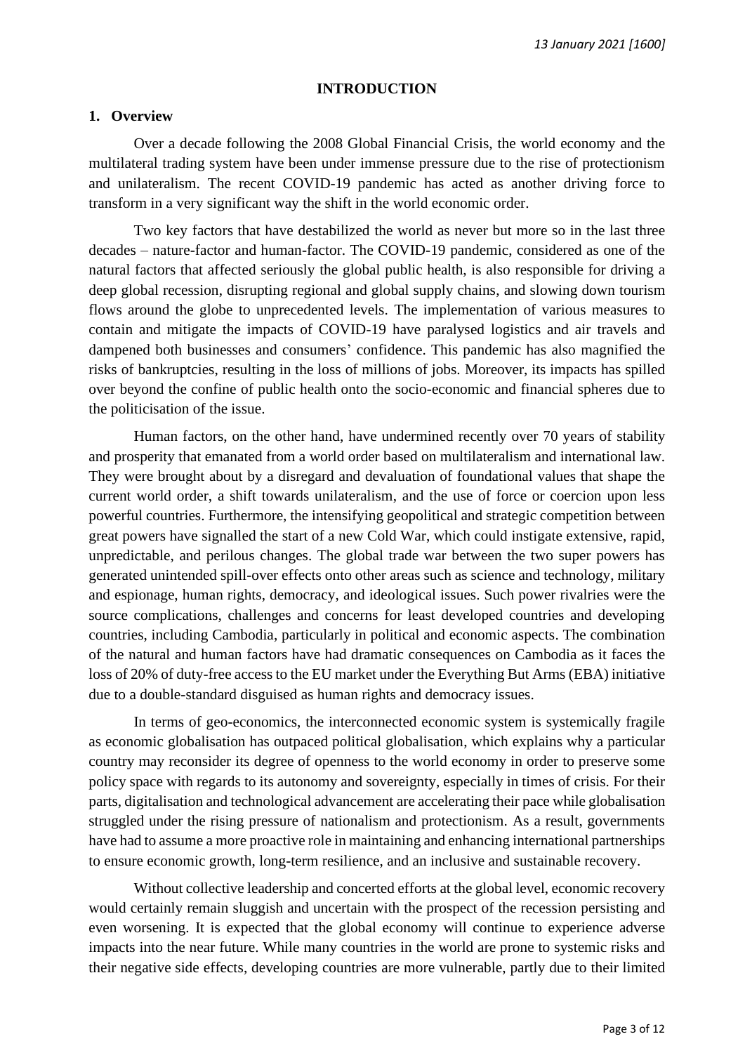*13 January 2021 [1600]*

## INTRODUCTION

### 1. Overview

Over a decade following the 2008 Global Financial Crisis, the world economy and the multilateral trading system have been under immense pressure due to the rise of protectionism and unilateralism. The recent COVID-19 pandemic has acted as another driving force to transform in a very significant way the shift in the world economic order.

Two key factors that have destabilized the world as never but more so in the last three decades – nature-factor and human-factor. The COVID-19 pandemic, considered as one of the natural factors that affected seriously the global public health, is also responsible for driving a deep global recession, disrupting regional and global supply chains, and slowing down tourism flows around the globe to unprecedented levels. The implementation of various measures to contain and mitigate the impacts of COVID-19 have paralysed logistics and air travels and dampened both businesses and consumers' confidence. This pandemic has also magnified the risks of bankruptcies, resulting in the loss of millions of jobs. Moreover, its impacts has spilled over beyond the confine of public health onto the socio-economic and financial spheres due to the politicisation of the issue.

Human factors, on the other hand, have undermined recently over 70 years of stability and prosperity that emanated from a world order based on multilateralism and international law. They were brought about by a disregard and devaluation of foundational values that shape the current world order, a shift towards unilateralism, and the use of force or coercion upon less powerful countries. Furthermore, the intensifying geopolitical and strategic competition between great powers have signalled the start of a new Cold War, which could instigate extensive, rapid, unpredictable, and perilous changes. The global trade war between the two super powers has generated unintended spill-over effects onto other areas such as science and technology, military and espionage, human rights, democracy, and ideological issues. Such power rivalries were the source complications, challenges and concerns for least developed countries and developing countries, including Cambodia, particularly in political and economic aspects. The combination of the natural and human factors have had dramatic consequences on Cambodia as it faces the loss of 20% of duty-free access to the EU market under the Everything But Arms (EBA) initiative due to a double-standard disguised as human rights and democracy issues.

In terms of geo-economics, the interconnected economic system is systemically fragile as economic globalisation has outpaced political globalisation, which explains why a particular country may reconsider its degree of openness to the world economy in order to preserve some policy space with regards to its autonomy and sovereignty, especially in times of crisis. For their parts, digitalisation and technological advancement are accelerating their pace while globalisation struggled under the rising pressure of nationalism and protectionism. As a result, governments have had to assume a more proactive role in maintaining and enhancing international partnerships to ensure economic growth, long-term resilience, and an inclusive and sustainable recovery.

Without collective leadership and concerted efforts at the global level, economic recovery would certainly remain sluggish and uncertain with the prospect of the recession persisting and even worsening. It is expected that the global economy will continue to experience adverse impacts into the near future. While many countries in the world are prone to systemic risks and their negative side effects, developing countries are more vulnerable, partly due to their limited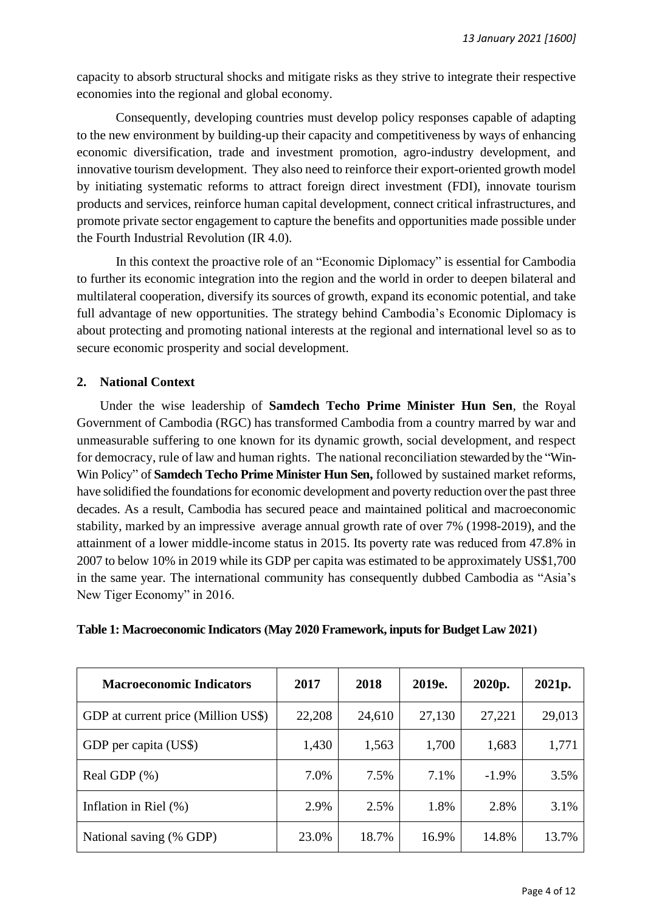capacity to absorb structural shocks and mitigate risks as they strive to integrate their respective economies into the regional and global economy.

Consequently, developing countries must develop policy responses capable of adapting to the new environment by building-up their capacity and competitiveness by ways of enhancing economic diversification, trade and investment promotion, agro-industry development, and innovative tourism development. They also need to reinforce their export-oriented growth model by initiating systematic reforms to attract foreign direct investment (FDI), innovate tourism products and services, reinforce human capital development, connect critical infrastructures, and promote private sector engagement to capture the benefits and opportunities made possible under the Fourth Industrial Revolution (IR 4.0).

In this context the proactive role of an "Economic Diplomacy" is essential for Cambodia to further its economic integration into the region and the world in order to deepen bilateral and multilateral cooperation, diversify its sources of growth, expand its economic potential, and take full advantage of new opportunities. The strategy behind Cambodia's Economic Diplomacy is about protecting and promoting national interests at the regional and international level so as to secure economic prosperity and social development.

## 2. National Context

Under the wise leadership of **Samdech Techo Prime Minister Hun Sen**, the Royal Government of Cambodia (RGC) has transformed Cambodia from a country marred by war and unmeasurable suffering to one known for its dynamic growth, social development, and respect for democracy, rule of law and human rights. The national reconciliation stewarded by the "Win-Win Policy" of **Samdech Techo Prime Minister Hun Sen,** followed by sustained market reforms, have solidified the foundations for economic development and poverty reduction over the past three decades. As a result, Cambodia has secured peace and maintained political and macroeconomic stability, marked by an impressive average annual growth rate of over 7% (1998-2019), and the attainment of a lower middle-income status in 2015. Its poverty rate was reduced from 47.8% in 2007 to below 10% in 2019 while its GDP per capita was estimated to be approximately US$1,700 in the same year. The international community has consequently dubbed Cambodia as "Asia's New Tiger Economy" in 2016.

**Table 1: Macroeconomic Indicators (May 2020 Framework, inputs for Budget Law 2021)**

| Macroeconomic Indicators | 2017 | 2018 | 2019e. | 2020p. | 2021p. |
|---|---|---|---|---|---|
| GDP at current price (Million US$) | 22,208 | 24,610 | 27,130 | 27,221 | 29,013 |
| GDP per capita (US$) | 1,430 | 1,563 | 1,700 | 1,683 | 1,771 |
| Real GDP (%) | 7.0% | 7.5% | 7.1% | -1.9% | 3.5% |
| Inflation in Riel (%) | 2.9% | 2.5% | 1.8% | 2.8% | 3.1% |
| National saving (% GDP) | 23.0% | 18.7% | 16.9% | 14.8% | 13.7% |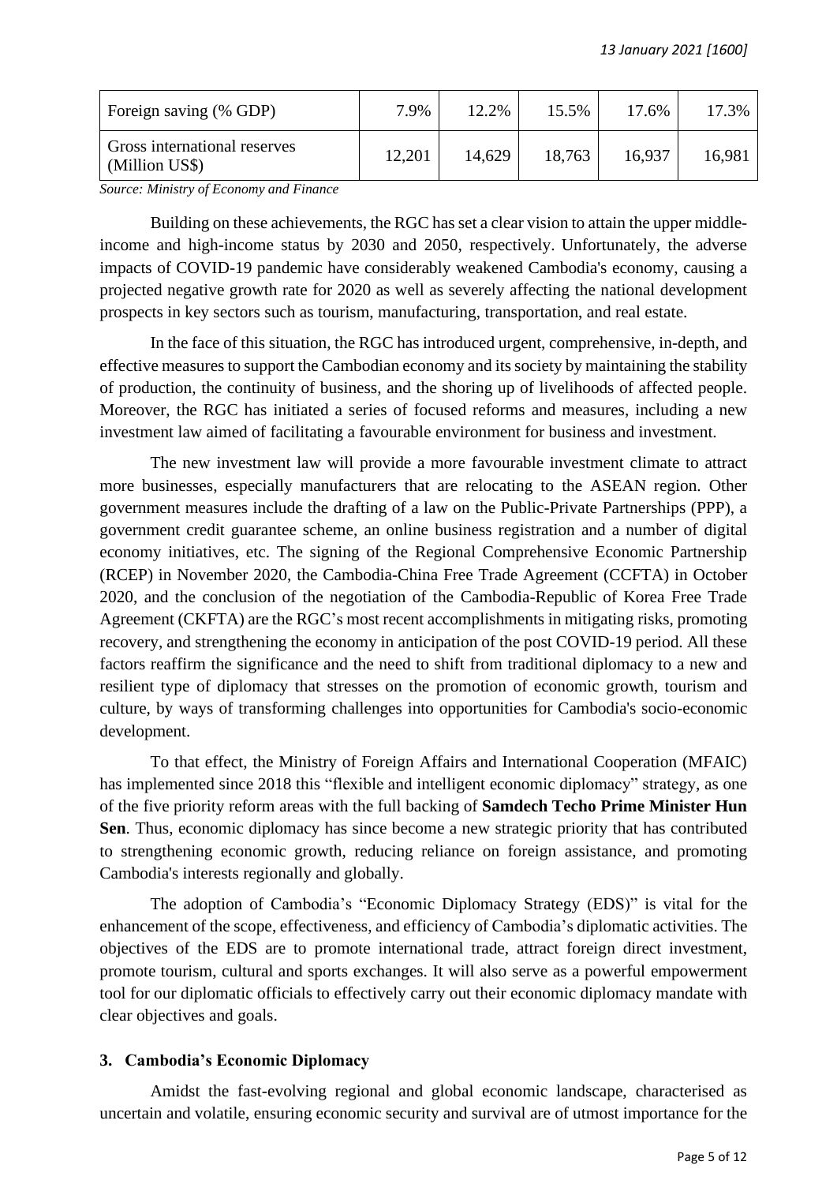| | | | | | |
|---|---|---|---|---|---|
| Foreign saving (% GDP) | 7.9% | 12.2% | 15.5% | 17.6% | 17.3% |
| Gross international reserves (Million US$) | 12,201 | 14,629 | 18,763 | 16,937 | 16,981 |

*Source: Ministry of Economy and Finance*

Building on these achievements, the RGC has set a clear vision to attain the upper middle-income and high-income status by 2030 and 2050, respectively. Unfortunately, the adverse impacts of COVID-19 pandemic have considerably weakened Cambodia's economy, causing a projected negative growth rate for 2020 as well as severely affecting the national development prospects in key sectors such as tourism, manufacturing, transportation, and real estate.

In the face of this situation, the RGC has introduced urgent, comprehensive, in-depth, and effective measures to support the Cambodian economy and its society by maintaining the stability of production, the continuity of business, and the shoring up of livelihoods of affected people. Moreover, the RGC has initiated a series of focused reforms and measures, including a new investment law aimed of facilitating a favourable environment for business and investment.

The new investment law will provide a more favourable investment climate to attract more businesses, especially manufacturers that are relocating to the ASEAN region. Other government measures include the drafting of a law on the Public-Private Partnerships (PPP), a government credit guarantee scheme, an online business registration and a number of digital economy initiatives, etc. The signing of the Regional Comprehensive Economic Partnership (RCEP) in November 2020, the Cambodia-China Free Trade Agreement (CCFTA) in October 2020, and the conclusion of the negotiation of the Cambodia-Republic of Korea Free Trade Agreement (CKFTA) are the RGC's most recent accomplishments in mitigating risks, promoting recovery, and strengthening the economy in anticipation of the post COVID-19 period. All these factors reaffirm the significance and the need to shift from traditional diplomacy to a new and resilient type of diplomacy that stresses on the promotion of economic growth, tourism and culture, by ways of transforming challenges into opportunities for Cambodia's socio-economic development.

To that effect, the Ministry of Foreign Affairs and International Cooperation (MFAIC) has implemented since 2018 this "flexible and intelligent economic diplomacy" strategy, as one of the five priority reform areas with the full backing of **Samdech Techo Prime Minister Hun Sen**. Thus, economic diplomacy has since become a new strategic priority that has contributed to strengthening economic growth, reducing reliance on foreign assistance, and promoting Cambodia's interests regionally and globally.

The adoption of Cambodia's "Economic Diplomacy Strategy (EDS)" is vital for the enhancement of the scope, effectiveness, and efficiency of Cambodia's diplomatic activities. The objectives of the EDS are to promote international trade, attract foreign direct investment, promote tourism, cultural and sports exchanges. It will also serve as a powerful empowerment tool for our diplomatic officials to effectively carry out their economic diplomacy mandate with clear objectives and goals.

## 3. Cambodia's Economic Diplomacy

Amidst the fast-evolving regional and global economic landscape, characterised as uncertain and volatile, ensuring economic security and survival are of utmost importance for the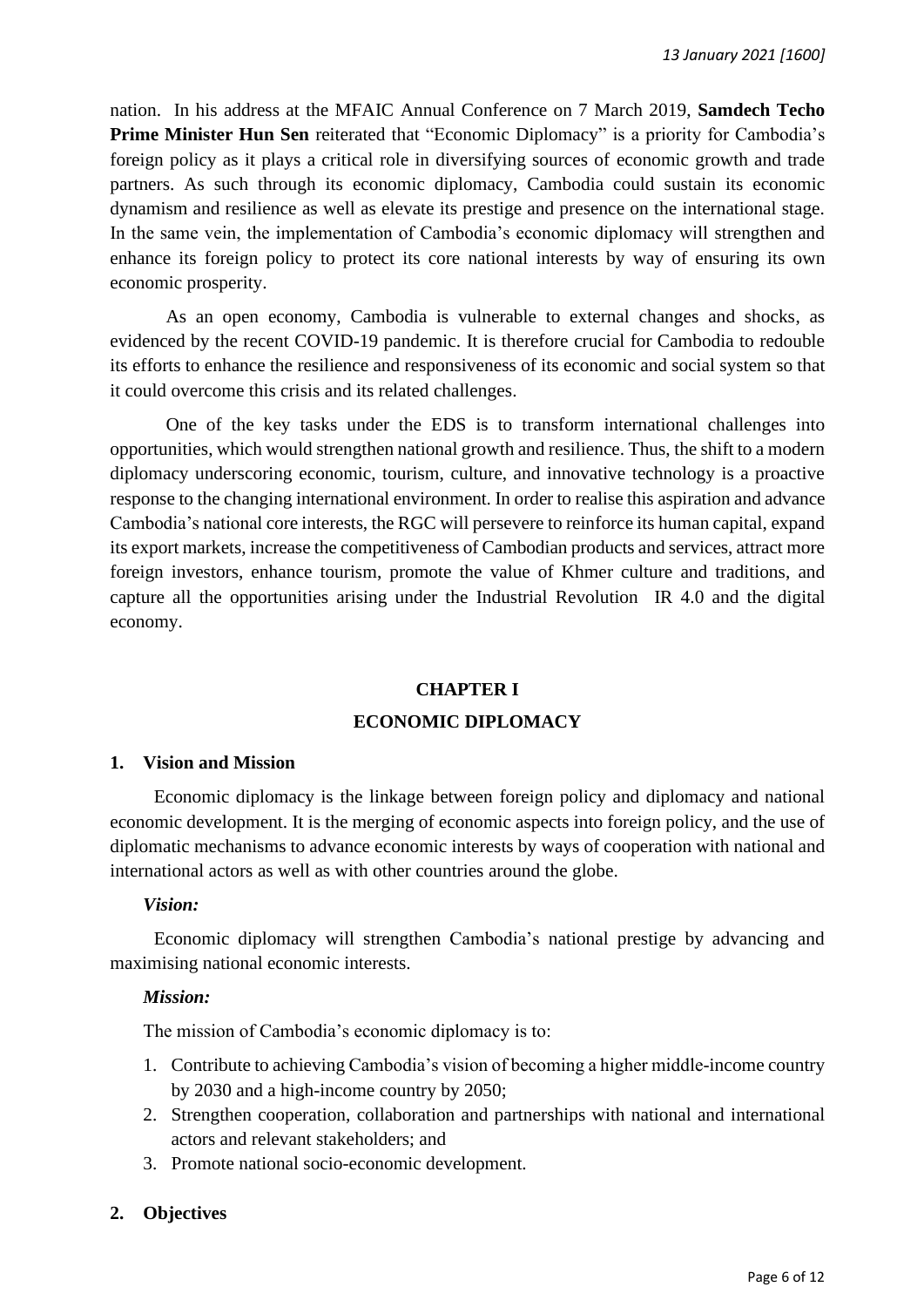nation. In his address at the MFAIC Annual Conference on 7 March 2019, **Samdech Techo Prime Minister Hun Sen** reiterated that "Economic Diplomacy" is a priority for Cambodia's foreign policy as it plays a critical role in diversifying sources of economic growth and trade partners. As such through its economic diplomacy, Cambodia could sustain its economic dynamism and resilience as well as elevate its prestige and presence on the international stage. In the same vein, the implementation of Cambodia's economic diplomacy will strengthen and enhance its foreign policy to protect its core national interests by way of ensuring its own economic prosperity.

As an open economy, Cambodia is vulnerable to external changes and shocks, as evidenced by the recent COVID-19 pandemic. It is therefore crucial for Cambodia to redouble its efforts to enhance the resilience and responsiveness of its economic and social system so that it could overcome this crisis and its related challenges.

One of the key tasks under the EDS is to transform international challenges into opportunities, which would strengthen national growth and resilience. Thus, the shift to a modern diplomacy underscoring economic, tourism, culture, and innovative technology is a proactive response to the changing international environment. In order to realise this aspiration and advance Cambodia's national core interests, the RGC will persevere to reinforce its human capital, expand its export markets, increase the competitiveness of Cambodian products and services, attract more foreign investors, enhance tourism, promote the value of Khmer culture and traditions, and capture all the opportunities arising under the Industrial Revolution IR 4.0 and the digital economy.

# CHAPTER I
# ECONOMIC DIPLOMACY

## 1. Vision and Mission

Economic diplomacy is the linkage between foreign policy and diplomacy and national economic development. It is the merging of economic aspects into foreign policy, and the use of diplomatic mechanisms to advance economic interests by ways of cooperation with national and international actors as well as with other countries around the globe.

***Vision:***

Economic diplomacy will strengthen Cambodia's national prestige by advancing and maximising national economic interests.

***Mission:***

The mission of Cambodia's economic diplomacy is to:

1. Contribute to achieving Cambodia's vision of becoming a higher middle-income country by 2030 and a high-income country by 2050;
2. Strengthen cooperation, collaboration and partnerships with national and international actors and relevant stakeholders; and
3. Promote national socio-economic development.

## 2. Objectives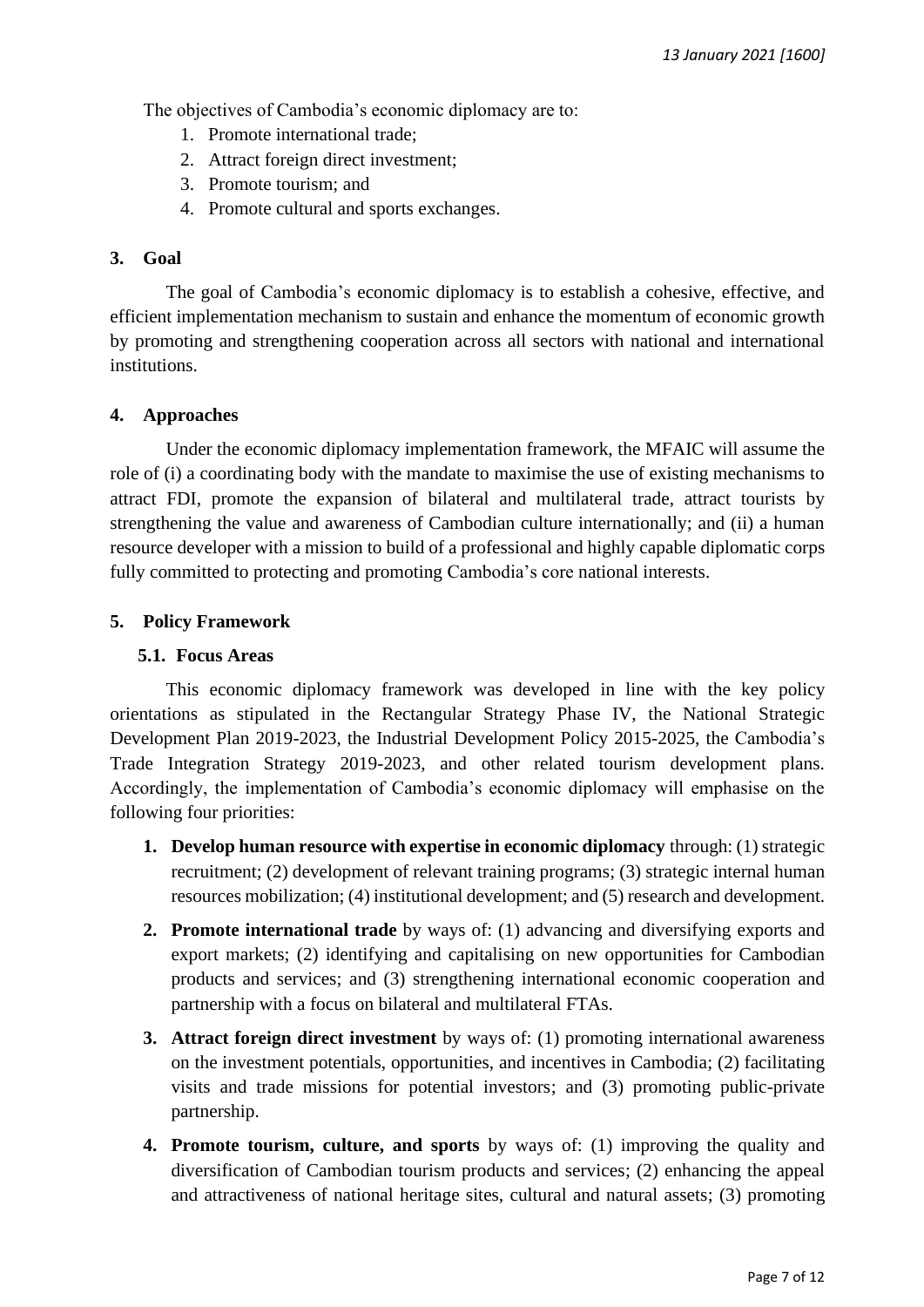The objectives of Cambodia's economic diplomacy are to:

1. Promote international trade;
2. Attract foreign direct investment;
3. Promote tourism; and
4. Promote cultural and sports exchanges.

## 3. Goal

The goal of Cambodia's economic diplomacy is to establish a cohesive, effective, and efficient implementation mechanism to sustain and enhance the momentum of economic growth by promoting and strengthening cooperation across all sectors with national and international institutions.

## 4. Approaches

Under the economic diplomacy implementation framework, the MFAIC will assume the role of (i) a coordinating body with the mandate to maximise the use of existing mechanisms to attract FDI, promote the expansion of bilateral and multilateral trade, attract tourists by strengthening the value and awareness of Cambodian culture internationally; and (ii) a human resource developer with a mission to build of a professional and highly capable diplomatic corps fully committed to protecting and promoting Cambodia's core national interests.

## 5. Policy Framework

### 5.1. Focus Areas

This economic diplomacy framework was developed in line with the key policy orientations as stipulated in the Rectangular Strategy Phase IV, the National Strategic Development Plan 2019-2023, the Industrial Development Policy 2015-2025, the Cambodia's Trade Integration Strategy 2019-2023, and other related tourism development plans. Accordingly, the implementation of Cambodia's economic diplomacy will emphasise on the following four priorities:

1. **Develop human resource with expertise in economic diplomacy** through: (1) strategic recruitment; (2) development of relevant training programs; (3) strategic internal human resources mobilization; (4) institutional development; and (5) research and development.
2. **Promote international trade** by ways of: (1) advancing and diversifying exports and export markets; (2) identifying and capitalising on new opportunities for Cambodian products and services; and (3) strengthening international economic cooperation and partnership with a focus on bilateral and multilateral FTAs.
3. **Attract foreign direct investment** by ways of: (1) promoting international awareness on the investment potentials, opportunities, and incentives in Cambodia; (2) facilitating visits and trade missions for potential investors; and (3) promoting public-private partnership.
4. **Promote tourism, culture, and sports** by ways of: (1) improving the quality and diversification of Cambodian tourism products and services; (2) enhancing the appeal and attractiveness of national heritage sites, cultural and natural assets; (3) promoting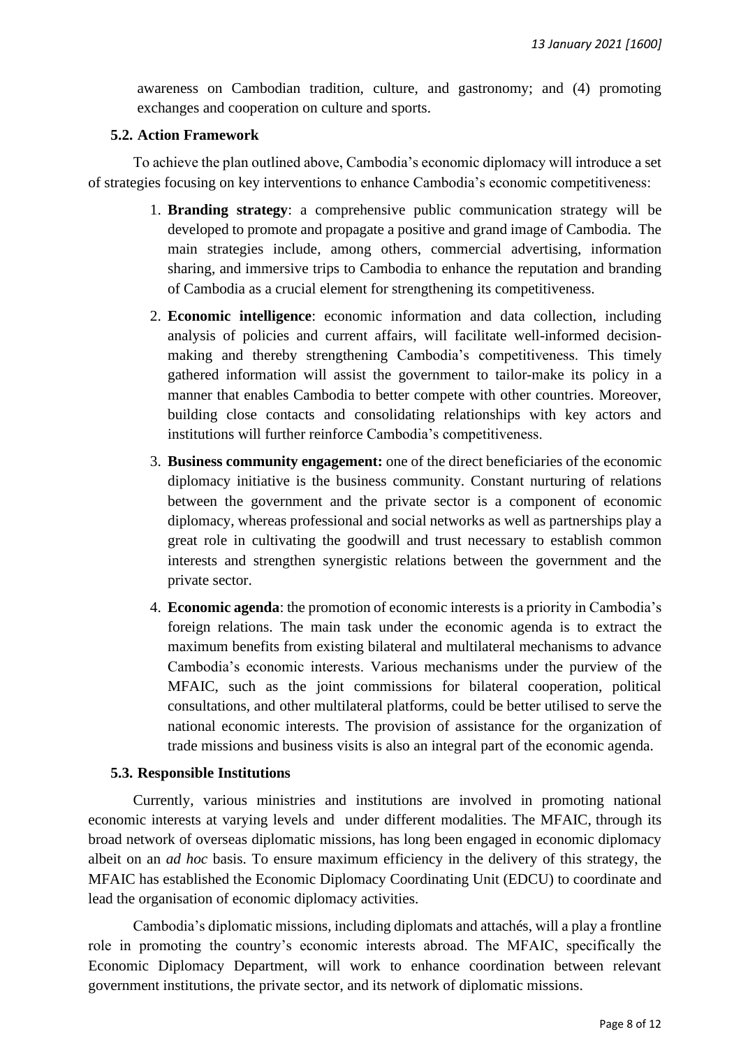awareness on Cambodian tradition, culture, and gastronomy; and (4) promoting exchanges and cooperation on culture and sports.

### 5.2. Action Framework

To achieve the plan outlined above, Cambodia's economic diplomacy will introduce a set of strategies focusing on key interventions to enhance Cambodia's economic competitiveness:

1. **Branding strategy**: a comprehensive public communication strategy will be developed to promote and propagate a positive and grand image of Cambodia. The main strategies include, among others, commercial advertising, information sharing, and immersive trips to Cambodia to enhance the reputation and branding of Cambodia as a crucial element for strengthening its competitiveness.
2. **Economic intelligence**: economic information and data collection, including analysis of policies and current affairs, will facilitate well-informed decision-making and thereby strengthening Cambodia's competitiveness. This timely gathered information will assist the government to tailor-make its policy in a manner that enables Cambodia to better compete with other countries. Moreover, building close contacts and consolidating relationships with key actors and institutions will further reinforce Cambodia's competitiveness.
3. **Business community engagement:** one of the direct beneficiaries of the economic diplomacy initiative is the business community. Constant nurturing of relations between the government and the private sector is a component of economic diplomacy, whereas professional and social networks as well as partnerships play a great role in cultivating the goodwill and trust necessary to establish common interests and strengthen synergistic relations between the government and the private sector.
4. **Economic agenda**: the promotion of economic interests is a priority in Cambodia's foreign relations. The main task under the economic agenda is to extract the maximum benefits from existing bilateral and multilateral mechanisms to advance Cambodia's economic interests. Various mechanisms under the purview of the MFAIC, such as the joint commissions for bilateral cooperation, political consultations, and other multilateral platforms, could be better utilised to serve the national economic interests. The provision of assistance for the organization of trade missions and business visits is also an integral part of the economic agenda.

### 5.3. Responsible Institutions

Currently, various ministries and institutions are involved in promoting national economic interests at varying levels and under different modalities. The MFAIC, through its broad network of overseas diplomatic missions, has long been engaged in economic diplomacy albeit on an *ad hoc* basis. To ensure maximum efficiency in the delivery of this strategy, the MFAIC has established the Economic Diplomacy Coordinating Unit (EDCU) to coordinate and lead the organisation of economic diplomacy activities.

Cambodia's diplomatic missions, including diplomats and attachés, will a play a frontline role in promoting the country's economic interests abroad. The MFAIC, specifically the Economic Diplomacy Department, will work to enhance coordination between relevant government institutions, the private sector, and its network of diplomatic missions.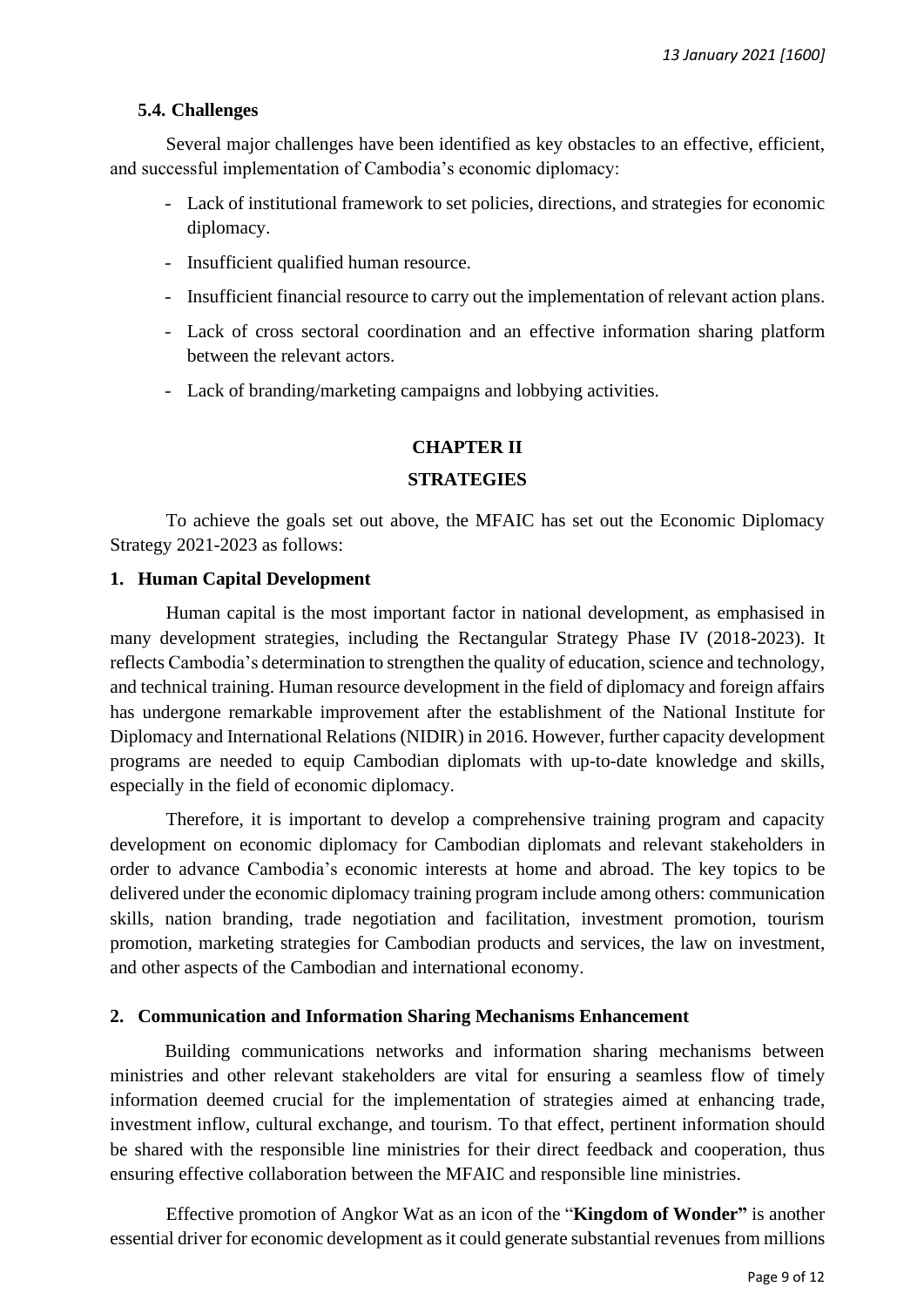### 5.4. Challenges

Several major challenges have been identified as key obstacles to an effective, efficient, and successful implementation of Cambodia's economic diplomacy:

- Lack of institutional framework to set policies, directions, and strategies for economic diplomacy.
- Insufficient qualified human resource.
- Insufficient financial resource to carry out the implementation of relevant action plans.
- Lack of cross sectoral coordination and an effective information sharing platform between the relevant actors.
- Lack of branding/marketing campaigns and lobbying activities.

# CHAPTER II

# STRATEGIES

To achieve the goals set out above, the MFAIC has set out the Economic Diplomacy Strategy 2021-2023 as follows:

## 1. Human Capital Development

Human capital is the most important factor in national development, as emphasised in many development strategies, including the Rectangular Strategy Phase IV (2018-2023). It reflects Cambodia's determination to strengthen the quality of education, science and technology, and technical training. Human resource development in the field of diplomacy and foreign affairs has undergone remarkable improvement after the establishment of the National Institute for Diplomacy and International Relations (NIDIR) in 2016. However, further capacity development programs are needed to equip Cambodian diplomats with up-to-date knowledge and skills, especially in the field of economic diplomacy.

Therefore, it is important to develop a comprehensive training program and capacity development on economic diplomacy for Cambodian diplomats and relevant stakeholders in order to advance Cambodia's economic interests at home and abroad. The key topics to be delivered under the economic diplomacy training program include among others: communication skills, nation branding, trade negotiation and facilitation, investment promotion, tourism promotion, marketing strategies for Cambodian products and services, the law on investment, and other aspects of the Cambodian and international economy.

## 2. Communication and Information Sharing Mechanisms Enhancement

Building communications networks and information sharing mechanisms between ministries and other relevant stakeholders are vital for ensuring a seamless flow of timely information deemed crucial for the implementation of strategies aimed at enhancing trade, investment inflow, cultural exchange, and tourism. To that effect, pertinent information should be shared with the responsible line ministries for their direct feedback and cooperation, thus ensuring effective collaboration between the MFAIC and responsible line ministries.

Effective promotion of Angkor Wat as an icon of the "**Kingdom of Wonder"** is another essential driver for economic development as it could generate substantial revenues from millions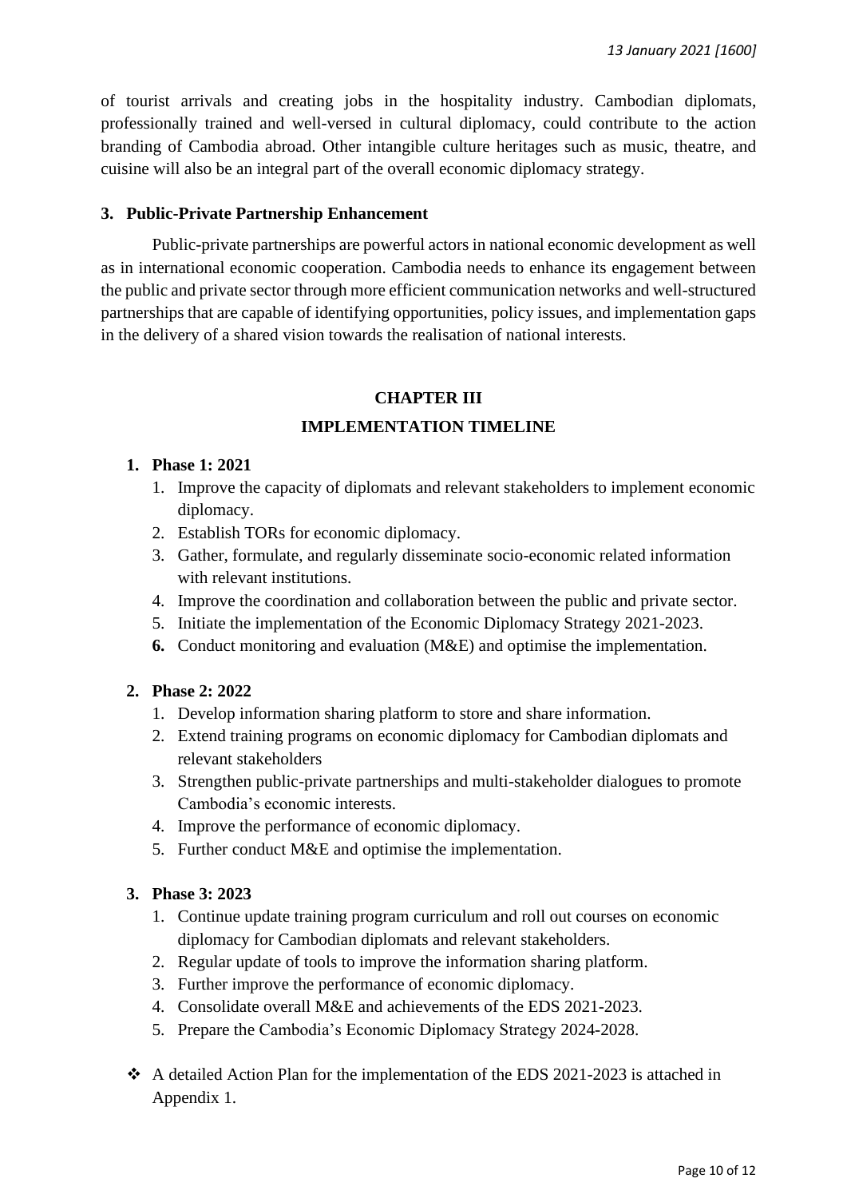of tourist arrivals and creating jobs in the hospitality industry. Cambodian diplomats, professionally trained and well-versed in cultural diplomacy, could contribute to the action branding of Cambodia abroad. Other intangible culture heritages such as music, theatre, and cuisine will also be an integral part of the overall economic diplomacy strategy.

### 3. Public-Private Partnership Enhancement

Public-private partnerships are powerful actors in national economic development as well as in international economic cooperation. Cambodia needs to enhance its engagement between the public and private sector through more efficient communication networks and well-structured partnerships that are capable of identifying opportunities, policy issues, and implementation gaps in the delivery of a shared vision towards the realisation of national interests.

## CHAPTER III

## IMPLEMENTATION TIMELINE

### 1. Phase 1: 2021

1. Improve the capacity of diplomats and relevant stakeholders to implement economic diplomacy.
2. Establish TORs for economic diplomacy.
3. Gather, formulate, and regularly disseminate socio-economic related information with relevant institutions.
4. Improve the coordination and collaboration between the public and private sector.
5. Initiate the implementation of the Economic Diplomacy Strategy 2021-2023.
6. Conduct monitoring and evaluation (M&E) and optimise the implementation.

### 2. Phase 2: 2022

1. Develop information sharing platform to store and share information.
2. Extend training programs on economic diplomacy for Cambodian diplomats and relevant stakeholders
3. Strengthen public-private partnerships and multi-stakeholder dialogues to promote Cambodia's economic interests.
4. Improve the performance of economic diplomacy.
5. Further conduct M&E and optimise the implementation.

### 3. Phase 3: 2023

1. Continue update training program curriculum and roll out courses on economic diplomacy for Cambodian diplomats and relevant stakeholders.
2. Regular update of tools to improve the information sharing platform.
3. Further improve the performance of economic diplomacy.
4. Consolidate overall M&E and achievements of the EDS 2021-2023.
5. Prepare the Cambodia's Economic Diplomacy Strategy 2024-2028.

- ❖ A detailed Action Plan for the implementation of the EDS 2021-2023 is attached in Appendix 1.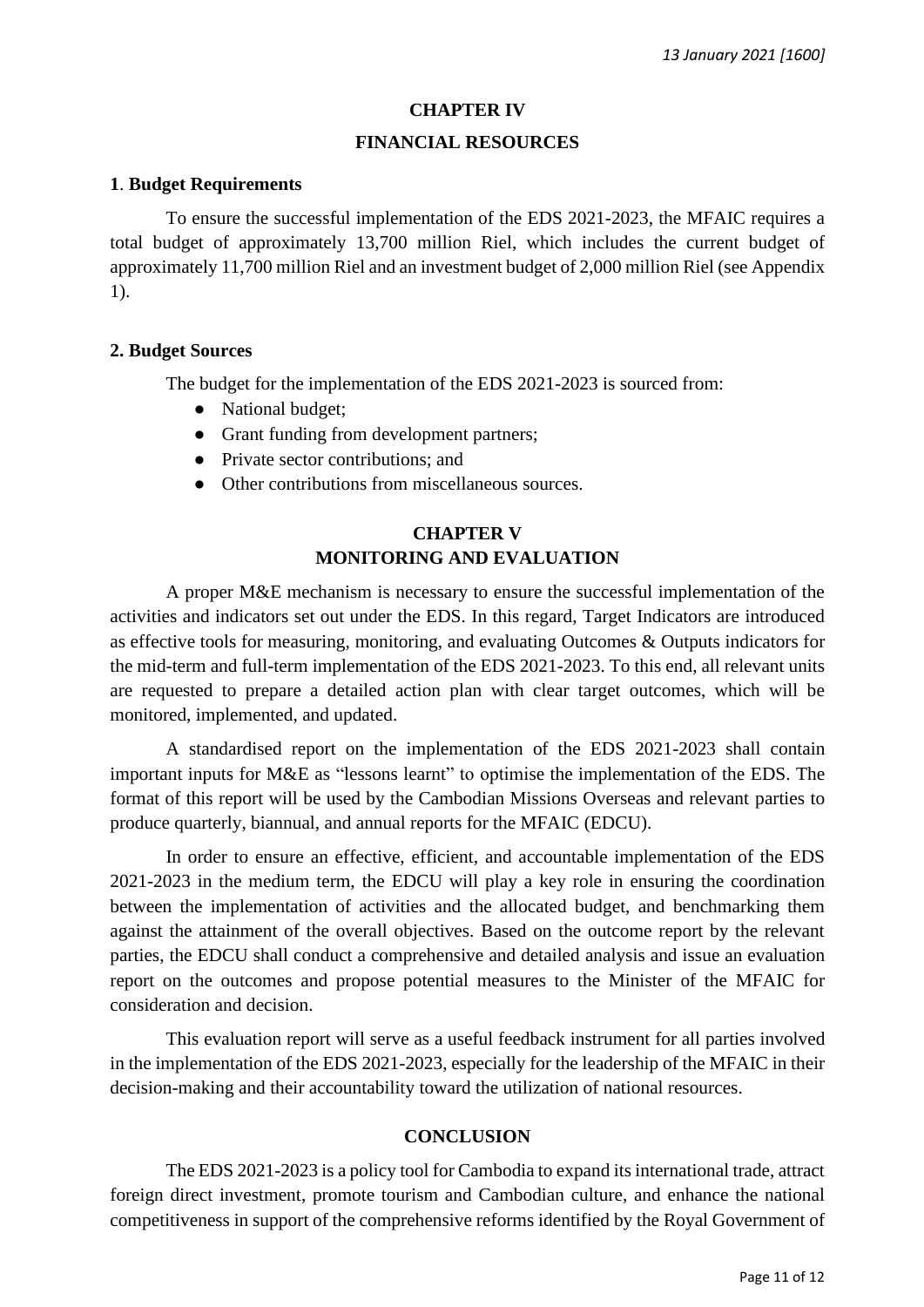## CHAPTER IV

## FINANCIAL RESOURCES

### 1. Budget Requirements

To ensure the successful implementation of the EDS 2021-2023, the MFAIC requires a total budget of approximately 13,700 million Riel, which includes the current budget of approximately 11,700 million Riel and an investment budget of 2,000 million Riel (see Appendix 1).

### 2. Budget Sources

The budget for the implementation of the EDS 2021-2023 is sourced from:

- National budget;
- Grant funding from development partners;
- Private sector contributions; and
- Other contributions from miscellaneous sources.

## CHAPTER V

## MONITORING AND EVALUATION

A proper M&E mechanism is necessary to ensure the successful implementation of the activities and indicators set out under the EDS. In this regard, Target Indicators are introduced as effective tools for measuring, monitoring, and evaluating Outcomes & Outputs indicators for the mid-term and full-term implementation of the EDS 2021-2023. To this end, all relevant units are requested to prepare a detailed action plan with clear target outcomes, which will be monitored, implemented, and updated.

A standardised report on the implementation of the EDS 2021-2023 shall contain important inputs for M&E as "lessons learnt" to optimise the implementation of the EDS. The format of this report will be used by the Cambodian Missions Overseas and relevant parties to produce quarterly, biannual, and annual reports for the MFAIC (EDCU).

In order to ensure an effective, efficient, and accountable implementation of the EDS 2021-2023 in the medium term, the EDCU will play a key role in ensuring the coordination between the implementation of activities and the allocated budget, and benchmarking them against the attainment of the overall objectives. Based on the outcome report by the relevant parties, the EDCU shall conduct a comprehensive and detailed analysis and issue an evaluation report on the outcomes and propose potential measures to the Minister of the MFAIC for consideration and decision.

This evaluation report will serve as a useful feedback instrument for all parties involved in the implementation of the EDS 2021-2023, especially for the leadership of the MFAIC in their decision-making and their accountability toward the utilization of national resources.

## CONCLUSION

The EDS 2021-2023 is a policy tool for Cambodia to expand its international trade, attract foreign direct investment, promote tourism and Cambodian culture, and enhance the national competitiveness in support of the comprehensive reforms identified by the Royal Government of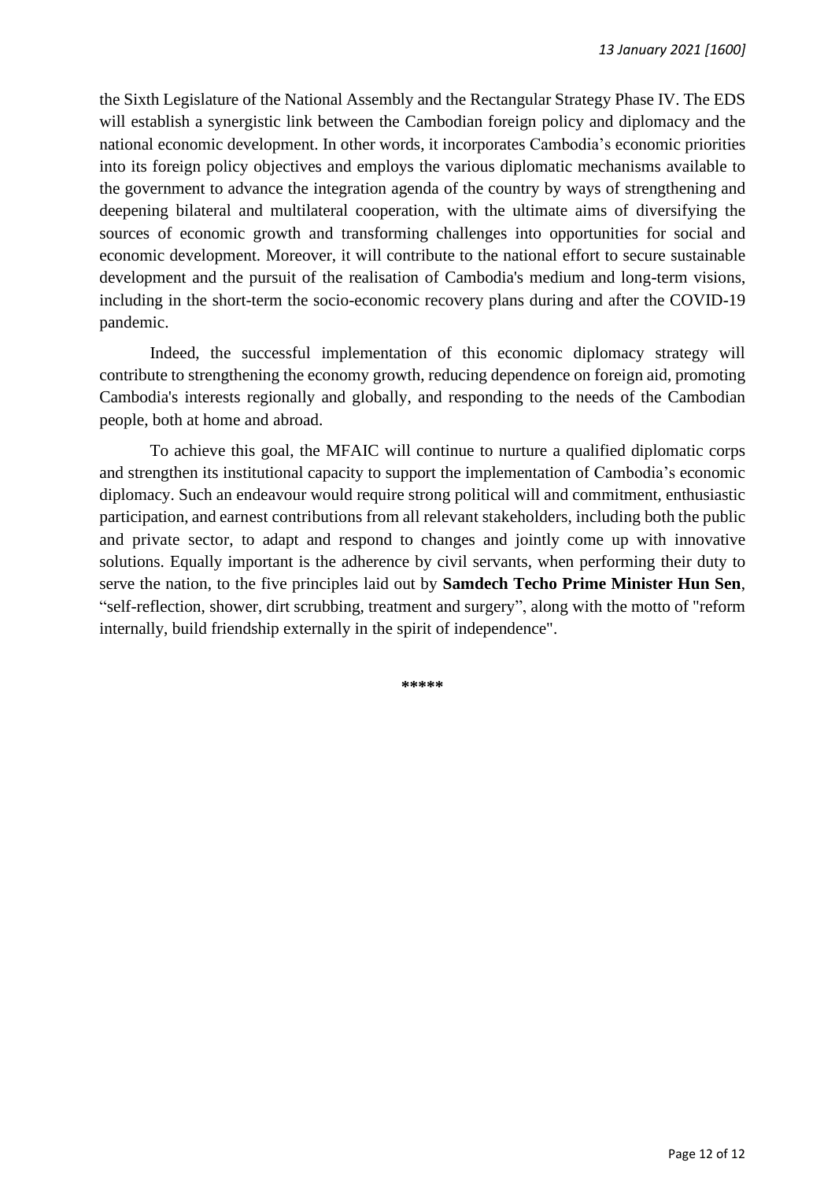the Sixth Legislature of the National Assembly and the Rectangular Strategy Phase IV. The EDS will establish a synergistic link between the Cambodian foreign policy and diplomacy and the national economic development. In other words, it incorporates Cambodia's economic priorities into its foreign policy objectives and employs the various diplomatic mechanisms available to the government to advance the integration agenda of the country by ways of strengthening and deepening bilateral and multilateral cooperation, with the ultimate aims of diversifying the sources of economic growth and transforming challenges into opportunities for social and economic development. Moreover, it will contribute to the national effort to secure sustainable development and the pursuit of the realisation of Cambodia's medium and long-term visions, including in the short-term the socio-economic recovery plans during and after the COVID-19 pandemic.

Indeed, the successful implementation of this economic diplomacy strategy will contribute to strengthening the economy growth, reducing dependence on foreign aid, promoting Cambodia's interests regionally and globally, and responding to the needs of the Cambodian people, both at home and abroad.

To achieve this goal, the MFAIC will continue to nurture a qualified diplomatic corps and strengthen its institutional capacity to support the implementation of Cambodia's economic diplomacy. Such an endeavour would require strong political will and commitment, enthusiastic participation, and earnest contributions from all relevant stakeholders, including both the public and private sector, to adapt and respond to changes and jointly come up with innovative solutions. Equally important is the adherence by civil servants, when performing their duty to serve the nation, to the five principles laid out by **Samdech Techo Prime Minister Hun Sen**, "self-reflection, shower, dirt scrubbing, treatment and surgery", along with the motto of "reform internally, build friendship externally in the spirit of independence".

*****